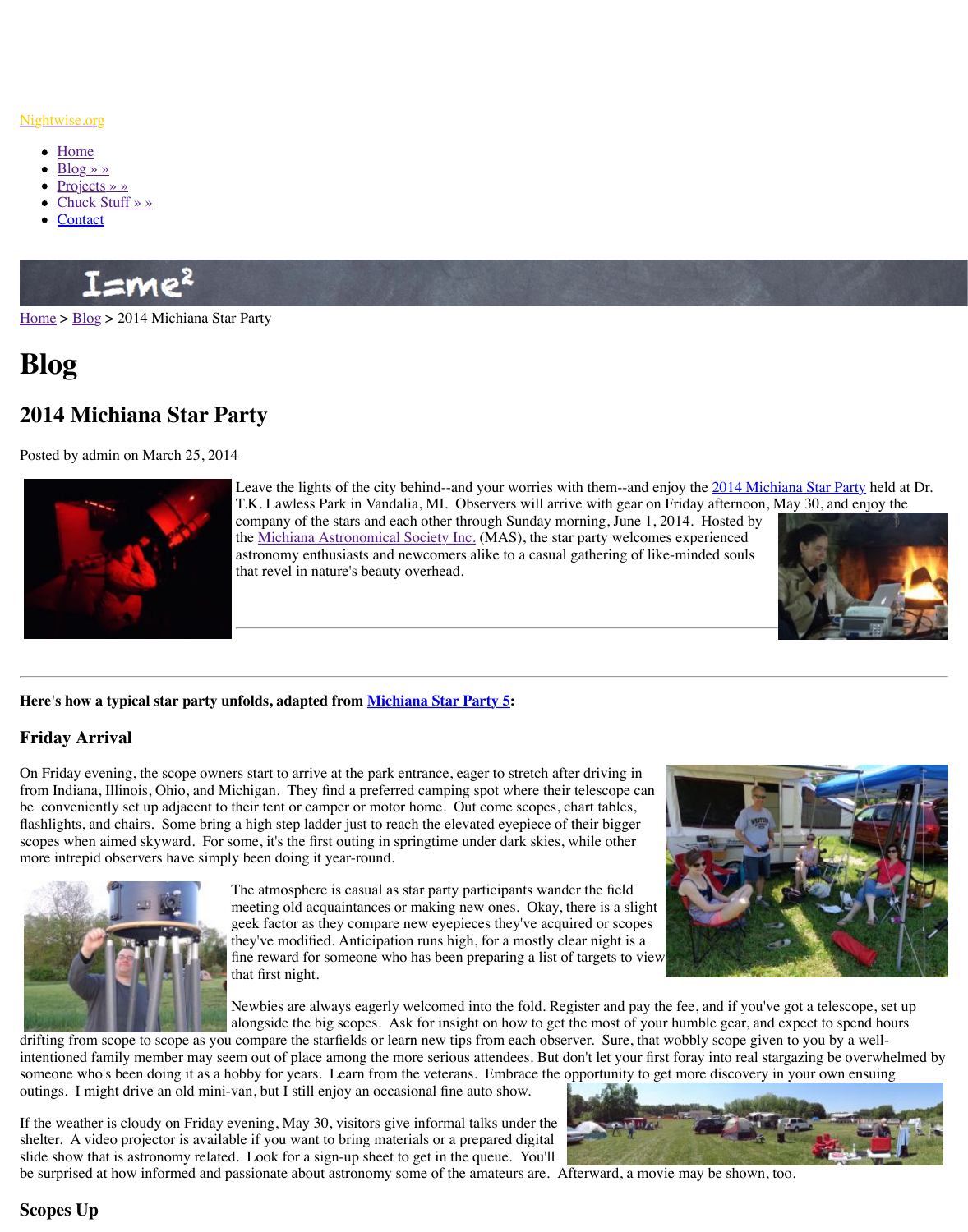Nightwise.org

- Home
- Blog » »
- Projects » »
- Chuck Stuff » »
- Contact

Home > Blog > 2014 Michiana Star Party

# Blog

## 2014 Michiana Star Party

Posted by admin on March 25, 2014

Leave the lights of the city behind--and your worries with them--and enjoy the 2014 Michiana Star Party held at Dr. T.K. Lawless Park in Vandalia, MI. Observers will arrive with gear on Friday afternoon, May 30, and enjoy the company of the stars and each other through Sunday morning, June 1, 2014. Hosted by the Michiana Astronomical Society Inc. (MAS), the star party welcomes experienced astronomy enthusiasts and newcomers alike to a casual gathering of like-minded souls that revel in nature's beauty overhead.

---

**Here's how a typical star party unfolds, adapted from Michiana Star Party 5:**

### Friday Arrival

On Friday evening, the scope owners start to arrive at the park entrance, eager to stretch after driving in from Indiana, Illinois, Ohio, and Michigan. They find a preferred camping spot where their telescope can be conveniently set up adjacent to their tent or camper or motor home. Out come scopes, chart tables, flashlights, and chairs. Some bring a high step ladder just to reach the elevated eyepiece of their bigger scopes when aimed skyward. For some, it's the first outing in springtime under dark skies, while other more intrepid observers have simply been doing it year-round.

The atmosphere is casual as star party participants wander the field meeting old acquaintances or making new ones. Okay, there is a slight geek factor as they compare new eyepieces they've acquired or scopes they've modified. Anticipation runs high, for a mostly clear night is a fine reward for someone who has been preparing a list of targets to view that first night.

Newbies are always eagerly welcomed into the fold. Register and pay the fee, and if you've got a telescope, set up alongside the big scopes. Ask for insight on how to get the most of your humble gear, and expect to spend hours drifting from scope to scope as you compare the starfields or learn new tips from each observer. Sure, that wobbly scope given to you by a well-intentioned family member may seem out of place among the more serious attendees. But don't let your first foray into real stargazing be overwhelmed by someone who's been doing it as a hobby for years. Learn from the veterans. Embrace the opportunity to get more discovery in your own ensuing outings. I might drive an old mini-van, but I still enjoy an occasional fine auto show.

If the weather is cloudy on Friday evening, May 30, visitors give informal talks under the shelter. A video projector is available if you want to bring materials or a prepared digital slide show that is astronomy related. Look for a sign-up sheet to get in the queue. You'll be surprised at how informed and passionate about astronomy some of the amateurs are. Afterward, a movie may be shown, too.

### Scopes Up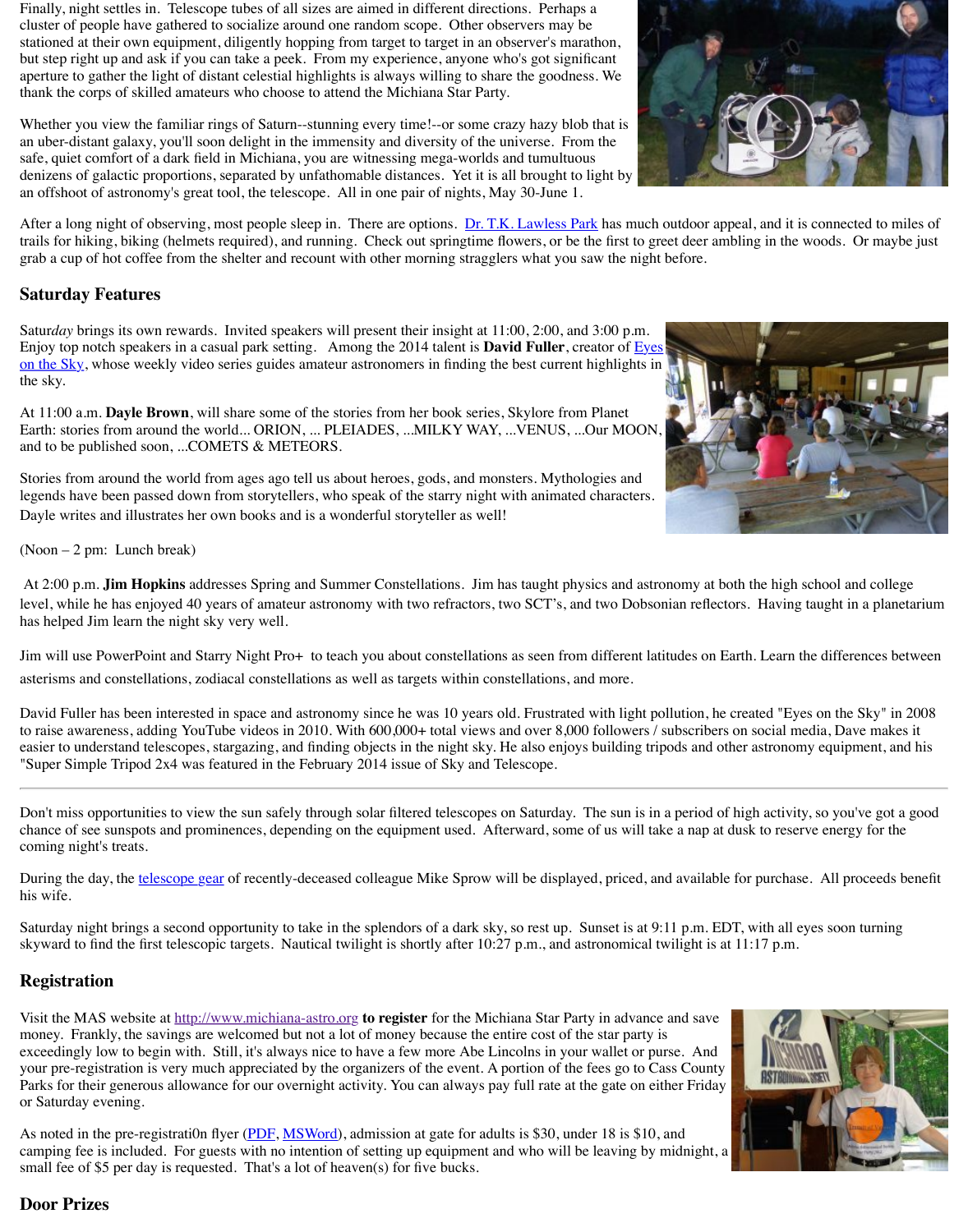Finally, night settles in. Telescope tubes of all sizes are aimed in different directions. Perhaps a cluster of people have gathered to socialize around one random scope. Other observers may be stationed at their own equipment, diligently hopping from target to target in an observer's marathon, but step right up and ask if you can take a peek. From my experience, anyone who's got significant aperture to gather the light of distant celestial highlights is always willing to share the goodness. We thank the corps of skilled amateurs who choose to attend the Michiana Star Party.

Whether you view the familiar rings of Saturn--stunning every time!--or some crazy hazy blob that is an uber-distant galaxy, you'll soon delight in the immensity and diversity of the universe. From the safe, quiet comfort of a dark field in Michiana, you are witnessing mega-worlds and tumultuous denizens of galactic proportions, separated by unfathomable distances. Yet it is all brought to light by an offshoot of astronomy's great tool, the telescope. All in one pair of nights, May 30-June 1.

After a long night of observing, most people sleep in. There are options. Dr. T.K. Lawless Park has much outdoor appeal, and it is connected to miles of trails for hiking, biking (helmets required), and running. Check out springtime flowers, or be the first to greet deer ambling in the woods. Or maybe just grab a cup of hot coffee from the shelter and recount with other morning stragglers what you saw the night before.

## Saturday Features

Satur*day* brings its own rewards. Invited speakers will present their insight at 11:00, 2:00, and 3:00 p.m. Enjoy top notch speakers in a casual park setting. Among the 2014 talent is **David Fuller**, creator of Eyes on the Sky, whose weekly video series guides amateur astronomers in finding the best current highlights in the sky.

At 11:00 a.m. **Dayle Brown**, will share some of the stories from her book series, Skylore from Planet Earth: stories from around the world... ORION, ... PLEIADES, ...MILKY WAY, ...VENUS, ...Our MOON, and to be published soon, ...COMETS & METEORS.

Stories from around the world from ages ago tell us about heroes, gods, and monsters. Mythologies and legends have been passed down from storytellers, who speak of the starry night with animated characters. Dayle writes and illustrates her own books and is a wonderful storyteller as well!

(Noon – 2 pm: Lunch break)

At 2:00 p.m. **Jim Hopkins** addresses Spring and Summer Constellations. Jim has taught physics and astronomy at both the high school and college level, while he has enjoyed 40 years of amateur astronomy with two refractors, two SCT's, and two Dobsonian reflectors. Having taught in a planetarium has helped Jim learn the night sky very well.

Jim will use PowerPoint and Starry Night Pro+ to teach you about constellations as seen from different latitudes on Earth. Learn the differences between asterisms and constellations, zodiacal constellations as well as targets within constellations, and more.

David Fuller has been interested in space and astronomy since he was 10 years old. Frustrated with light pollution, he created "Eyes on the Sky" in 2008 to raise awareness, adding YouTube videos in 2010. With 600,000+ total views and over 8,000 followers / subscribers on social media, Dave makes it easier to understand telescopes, stargazing, and finding objects in the night sky. He also enjoys building tripods and other astronomy equipment, and his "Super Simple Tripod 2x4 was featured in the February 2014 issue of Sky and Telescope.

---

Don't miss opportunities to view the sun safely through solar filtered telescopes on Saturday. The sun is in a period of high activity, so you've got a good chance of see sunspots and prominences, depending on the equipment used. Afterward, some of us will take a nap at dusk to reserve energy for the coming night's treats.

During the day, the telescope gear of recently-deceased colleague Mike Sprow will be displayed, priced, and available for purchase. All proceeds benefit his wife.

Saturday night brings a second opportunity to take in the splendors of a dark sky, so rest up. Sunset is at 9:11 p.m. EDT, with all eyes soon turning skyward to find the first telescopic targets. Nautical twilight is shortly after 10:27 p.m., and astronomical twilight is at 11:17 p.m.

## Registration

Visit the MAS website at http://www.michiana-astro.org **to register** for the Michiana Star Party in advance and save money. Frankly, the savings are welcomed but not a lot of money because the entire cost of the star party is exceedingly low to begin with. Still, it's always nice to have a few more Abe Lincolns in your wallet or purse. And your pre-registration is very much appreciated by the organizers of the event. A portion of the fees go to Cass County Parks for their generous allowance for our overnight activity. You can always pay full rate at the gate on either Friday or Saturday evening.

As noted in the pre-registrati0n flyer (PDF, MSWord), admission at gate for adults is $30, under 18 is $10, and camping fee is included. For guests with no intention of setting up equipment and who will be leaving by midnight, a small fee of $5 per day is requested. That's a lot of heaven(s) for five bucks.

## Door Prizes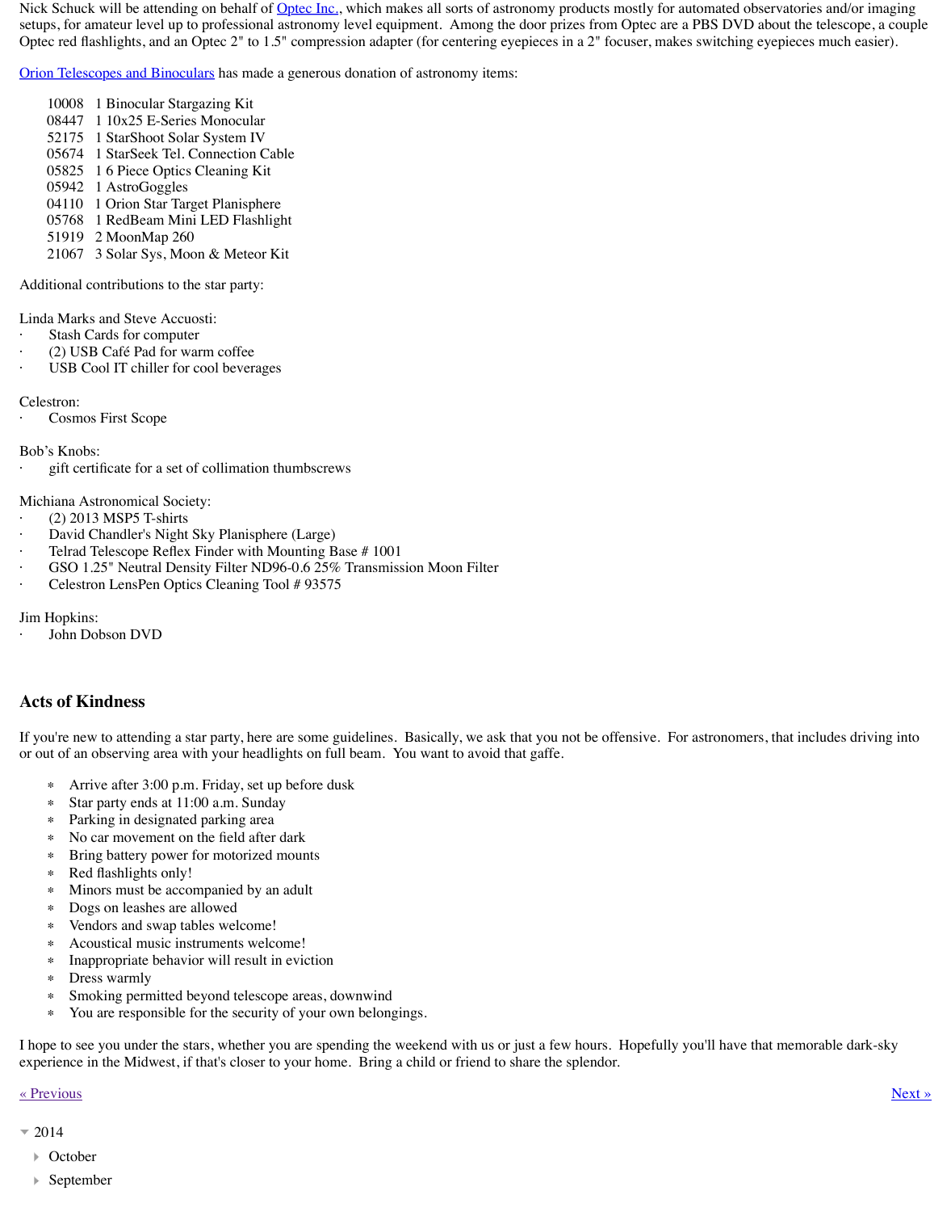Nick Schuck will be attending on behalf of [Optec Inc.](), which makes all sorts of astronomy products mostly for automated observatories and/or imaging setups, for amateur level up to professional astronomy level equipment. Among the door prizes from Optec are a PBS DVD about the telescope, a couple Optec red flashlights, and an Optec 2" to 1.5" compression adapter (for centering eyepieces in a 2" focuser, makes switching eyepieces much easier).

[Orion Telescopes and Binoculars]() has made a generous donation of astronomy items:

10008 1 Binocular Stargazing Kit
08447 1 10x25 E-Series Monocular
52175 1 StarShoot Solar System IV
05674 1 StarSeek Tel. Connection Cable
05825 1 6 Piece Optics Cleaning Kit
05942 1 AstroGoggles
04110 1 Orion Star Target Planisphere
05768 1 RedBeam Mini LED Flashlight
51919 2 MoonMap 260
21067 3 Solar Sys, Moon & Meteor Kit

Additional contributions to the star party:

Linda Marks and Steve Accuosti:

- Stash Cards for computer
- (2) USB Café Pad for warm coffee
- USB Cool IT chiller for cool beverages

Celestron:

- Cosmos First Scope

Bob's Knobs:

- gift certificate for a set of collimation thumbscrews

Michiana Astronomical Society:

- (2) 2013 MSP5 T-shirts
- David Chandler's Night Sky Planisphere (Large)
- Telrad Telescope Reflex Finder with Mounting Base # 1001
- GSO 1.25" Neutral Density Filter ND96-0.6 25% Transmission Moon Filter
- Celestron LensPen Optics Cleaning Tool # 93575

Jim Hopkins:

- John Dobson DVD

## Acts of Kindness

If you're new to attending a star party, here are some guidelines. Basically, we ask that you not be offensive. For astronomers, that includes driving into or out of an observing area with your headlights on full beam. You want to avoid that gaffe.

- Arrive after 3:00 p.m. Friday, set up before dusk
- Star party ends at 11:00 a.m. Sunday
- Parking in designated parking area
- No car movement on the field after dark
- Bring battery power for motorized mounts
- Red flashlights only!
- Minors must be accompanied by an adult
- Dogs on leashes are allowed
- Vendors and swap tables welcome!
- Acoustical music instruments welcome!
- Inappropriate behavior will result in eviction
- Dress warmly
- Smoking permitted beyond telescope areas, downwind
- You are responsible for the security of your own belongings.

I hope to see you under the stars, whether you are spending the weekend with us or just a few hours. Hopefully you'll have that memorable dark-sky experience in the Midwest, if that's closer to your home. Bring a child or friend to share the splendor.

[« Previous]() [Next »]()

- 2014
  - October
  - September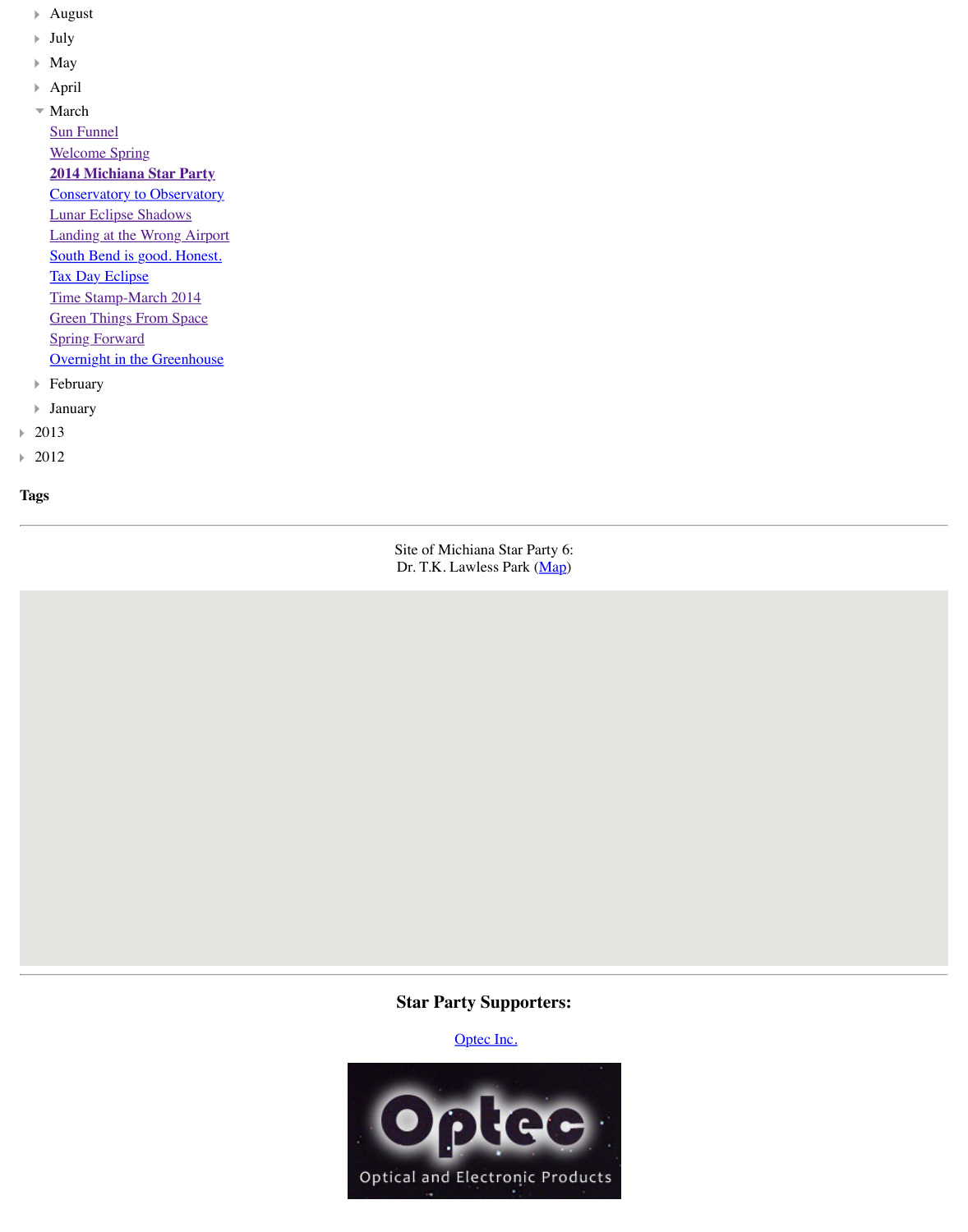- August
- July
- May
- April
- March
  - Sun Funnel
  - Welcome Spring
  - **2014 Michiana Star Party**
  - Conservatory to Observatory
  - Lunar Eclipse Shadows
  - Landing at the Wrong Airport
  - South Bend is good. Honest.
  - Tax Day Eclipse
  - Time Stamp-March 2014
  - Green Things From Space
  - Spring Forward
  - Overnight in the Greenhouse
- February
- January

- 2013
- 2012

**Tags**

---

Site of Michiana Star Party 6:
Dr. T.K. Lawless Park (Map)

---

## Star Party Supporters:

Optec Inc.

Optec
Optical and Electronic Products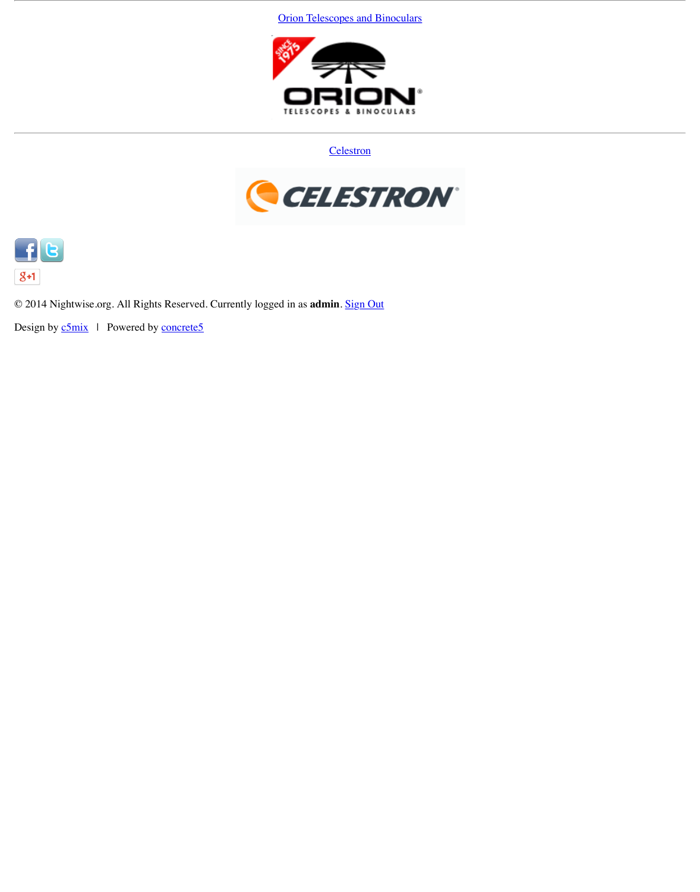---

Orion Telescopes and Binoculars

---

Celestron

© 2014 Nightwise.org. All Rights Reserved. Currently logged in as **admin**. Sign Out

Design by c5mix | Powered by concrete5